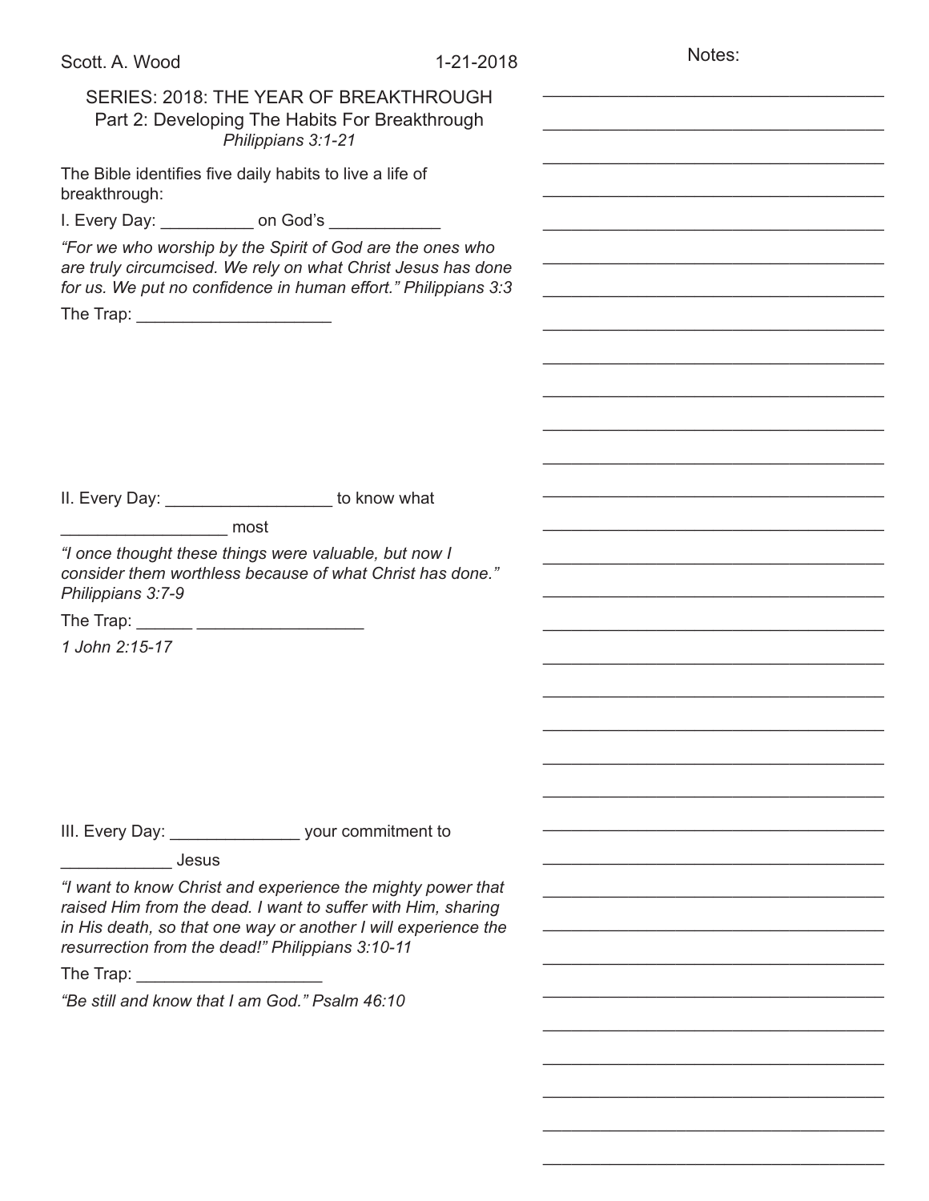Scott. A. Wood 1-21-2018

## SERIES: 2018: THE YEAR OF BREAKTHROUGH
### Part 2: Developing The Habits For Breakthrough
*Philippians 3:1-21*

The Bible identifies five daily habits to live a life of breakthrough:

I. Every Day: __________ on God's ____________

*"For we who worship by the Spirit of God are the ones who are truly circumcised. We rely on what Christ Jesus has done for us. We put no confidence in human effort." Philippians 3:3*

The Trap: _____________________

II. Every Day: __________________ to know what __________________ most

*"I once thought these things were valuable, but now I consider them worthless because of what Christ has done." Philippians 3:7-9*

The Trap: ______ __________________

*1 John 2:15-17*

III. Every Day: ______________ your commitment to ____________ Jesus

*"I want to know Christ and experience the mighty power that raised Him from the dead. I want to suffer with Him, sharing in His death, so that one way or another I will experience the resurrection from the dead!" Philippians 3:10-11*

The Trap: ____________________

*"Be still and know that I am God." Psalm 46:10*

Notes: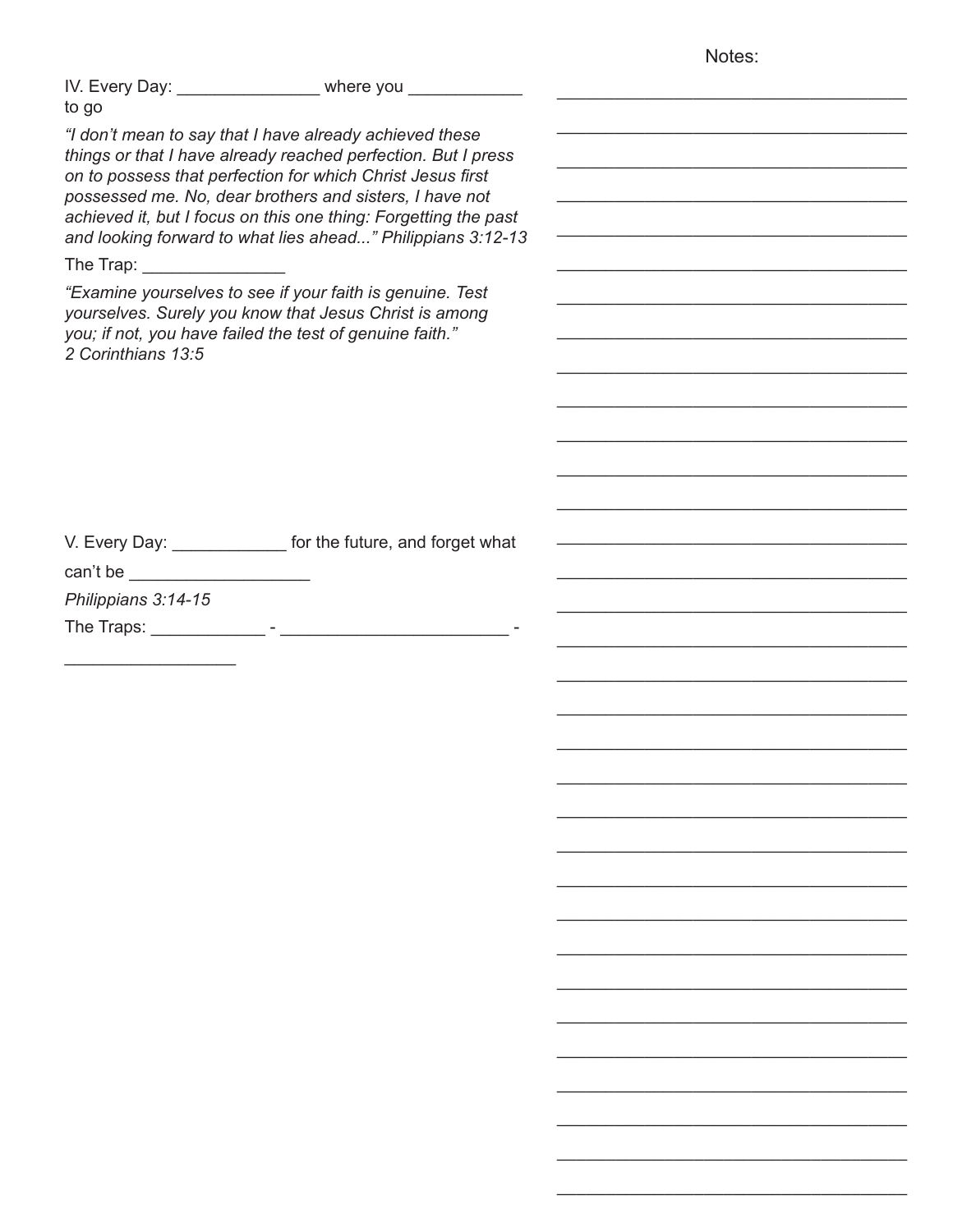IV. Every Day: _______________ where you ____________ to go

*"I don't mean to say that I have already achieved these things or that I have already reached perfection. But I press on to possess that perfection for which Christ Jesus first possessed me. No, dear brothers and sisters, I have not achieved it, but I focus on this one thing: Forgetting the past and looking forward to what lies ahead..." Philippians 3:12-13*

The Trap: _______________

*"Examine yourselves to see if your faith is genuine. Test yourselves. Surely you know that Jesus Christ is among you; if not, you have failed the test of genuine faith." 2 Corinthians 13:5*

V. Every Day: ____________ for the future, and forget what can't be ___________________

*Philippians 3:14-15*

The Traps: ____________ - ________________________ - _________________

Notes:

_____________________________________

_____________________________________

_____________________________________

_____________________________________

_____________________________________

_____________________________________

_____________________________________

_____________________________________

_____________________________________

_____________________________________

_____________________________________

_____________________________________

_____________________________________

_____________________________________

_____________________________________

_____________________________________

_____________________________________

_____________________________________

_____________________________________

_____________________________________

_____________________________________

_____________________________________

_____________________________________

_____________________________________

_____________________________________

_____________________________________

_____________________________________

_____________________________________

_____________________________________

_____________________________________

_____________________________________

_____________________________________

_____________________________________